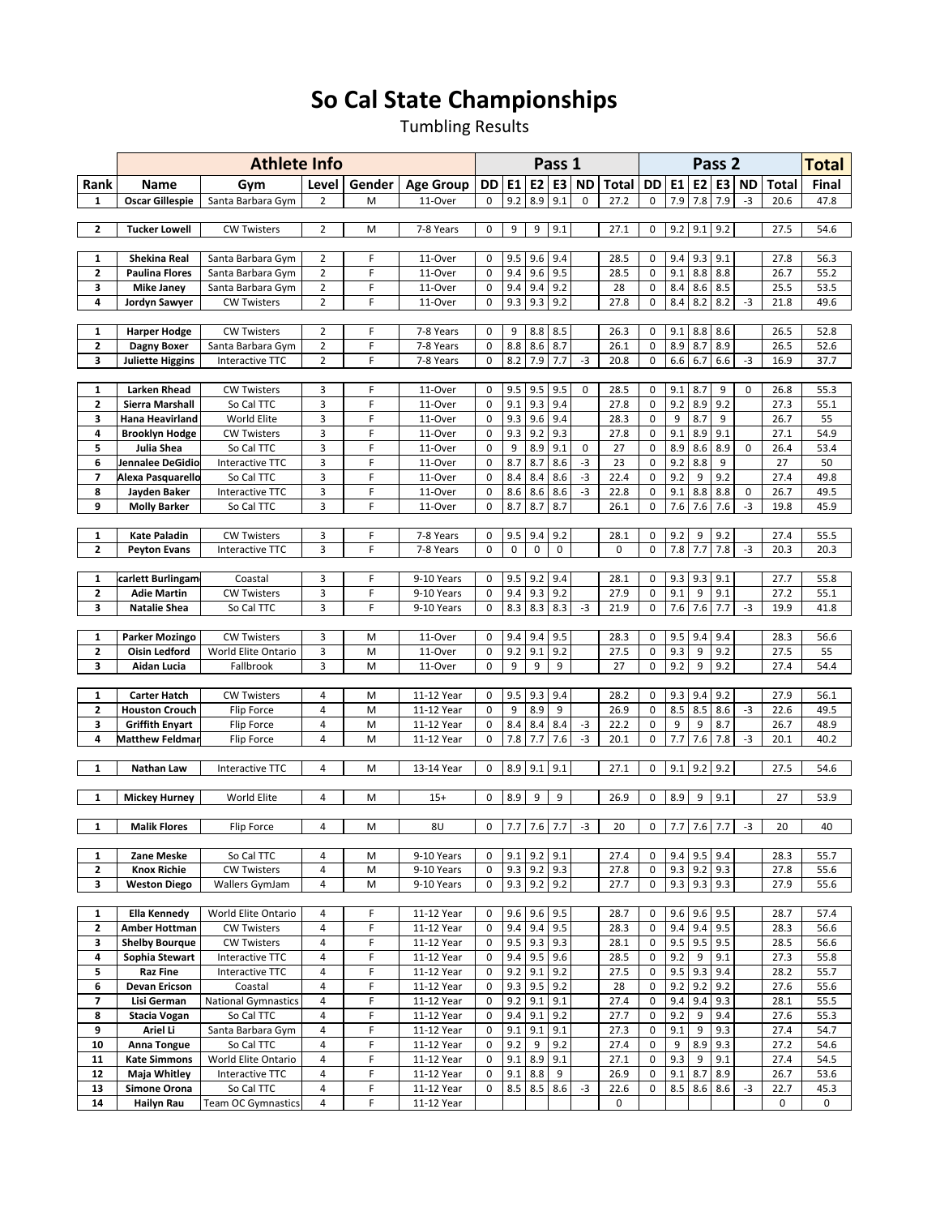# So Cal State Championships

Tumbling Results

| Athlete Info | | | | | | Pass 1 | | | | | | Pass 2 | | | | | | Total |
|---|---|---|---|---|---|---|---|---|---|---|---|---|---|---|---|---|---|---|
| Rank | Name | Gym | Level | Gender | Age Group | DD | E1 | E2 | E3 | ND | Total | DD | E1 | E2 | E3 | ND | Total | Final |
| 1 | Oscar Gillespie | Santa Barbara Gym | 2 | M | 11-Over | 0 | 9.2 | 8.9 | 9.1 | 0 | 27.2 | 0 | 7.9 | 7.8 | 7.9 | -3 | 20.6 | 47.8 |
| | | | | | | | | | | | | | | | | | | |
| 2 | Tucker Lowell | CW Twisters | 2 | M | 7-8 Years | 0 | 9 | 9 | 9.1 | | 27.1 | 0 | 9.2 | 9.1 | 9.2 | | 27.5 | 54.6 |
| | | | | | | | | | | | | | | | | | | |
| 1 | Shekina Real | Santa Barbara Gym | 2 | F | 11-Over | 0 | 9.5 | 9.6 | 9.4 | | 28.5 | 0 | 9.4 | 9.3 | 9.1 | | 27.8 | 56.3 |
| 2 | Paulina Flores | Santa Barbara Gym | 2 | F | 11-Over | 0 | 9.4 | 9.6 | 9.5 | | 28.5 | 0 | 9.1 | 8.8 | 8.8 | | 26.7 | 55.2 |
| 3 | Mike Janey | Santa Barbara Gym | 2 | F | 11-Over | 0 | 9.4 | 9.4 | 9.2 | | 28 | 0 | 8.4 | 8.6 | 8.5 | | 25.5 | 53.5 |
| 4 | Jordyn Sawyer | CW Twisters | 2 | F | 11-Over | 0 | 9.3 | 9.3 | 9.2 | | 27.8 | 0 | 8.4 | 8.2 | 8.2 | -3 | 21.8 | 49.6 |
| | | | | | | | | | | | | | | | | | | |
| 1 | Harper Hodge | CW Twisters | 2 | F | 7-8 Years | 0 | 9 | 8.8 | 8.5 | | 26.3 | 0 | 9.1 | 8.8 | 8.6 | | 26.5 | 52.8 |
| 2 | Dagny Boxer | Santa Barbara Gym | 2 | F | 7-8 Years | 0 | 8.8 | 8.6 | 8.7 | | 26.1 | 0 | 8.9 | 8.7 | 8.9 | | 26.5 | 52.6 |
| 3 | Juliette Higgins | Interactive TTC | 2 | F | 7-8 Years | 0 | 8.2 | 7.9 | 7.7 | -3 | 20.8 | 0 | 6.6 | 6.7 | 6.6 | -3 | 16.9 | 37.7 |
| | | | | | | | | | | | | | | | | | | |
| 1 | Larken Rhead | CW Twisters | 3 | F | 11-Over | 0 | 9.5 | 9.5 | 9.5 | 0 | 28.5 | 0 | 9.1 | 8.7 | 9 | 0 | 26.8 | 55.3 |
| 2 | Sierra Marshall | So Cal TTC | 3 | F | 11-Over | 0 | 9.1 | 9.3 | 9.4 | | 27.8 | 0 | 9.2 | 8.9 | 9.2 | | 27.3 | 55.1 |
| 3 | Hana Heavirland | World Elite | 3 | F | 11-Over | 0 | 9.3 | 9.6 | 9.4 | | 28.3 | 0 | 9 | 8.7 | 9 | | 26.7 | 55 |
| 4 | Brooklyn Hodge | CW Twisters | 3 | F | 11-Over | 0 | 9.3 | 9.2 | 9.3 | | 27.8 | 0 | 9.1 | 8.9 | 9.1 | | 27.1 | 54.9 |
| 5 | Julia Shea | So Cal TTC | 3 | F | 11-Over | 0 | 9 | 8.9 | 9.1 | 0 | 27 | 0 | 8.9 | 8.6 | 8.9 | 0 | 26.4 | 53.4 |
| 6 | Jennalee DeGidio | Interactive TTC | 3 | F | 11-Over | 0 | 8.7 | 8.7 | 8.6 | -3 | 23 | 0 | 9.2 | 8.8 | 9 | | 27 | 50 |
| 7 | Alexa Pasquarello | So Cal TTC | 3 | F | 11-Over | 0 | 8.4 | 8.4 | 8.6 | -3 | 22.4 | 0 | 9.2 | 9 | 9.2 | | 27.4 | 49.8 |
| 8 | Jayden Baker | Interactive TTC | 3 | F | 11-Over | 0 | 8.6 | 8.6 | 8.6 | -3 | 22.8 | 0 | 9.1 | 8.8 | 8.8 | 0 | 26.7 | 49.5 |
| 9 | Molly Barker | So Cal TTC | 3 | F | 11-Over | 0 | 8.7 | 8.7 | 8.7 | | 26.1 | 0 | 7.6 | 7.6 | 7.6 | -3 | 19.8 | 45.9 |
| | | | | | | | | | | | | | | | | | | |
| 1 | Kate Paladin | CW Twisters | 3 | F | 7-8 Years | 0 | 9.5 | 9.4 | 9.2 | | 28.1 | 0 | 9.2 | 9 | 9.2 | | 27.4 | 55.5 |
| 2 | Peyton Evans | Interactive TTC | 3 | F | 7-8 Years | 0 | 0 | 0 | 0 | | 0 | 0 | 7.8 | 7.7 | 7.8 | -3 | 20.3 | 20.3 |
| | | | | | | | | | | | | | | | | | | |
| 1 | carlett Burlingam | Coastal | 3 | F | 9-10 Years | 0 | 9.5 | 9.2 | 9.4 | | 28.1 | 0 | 9.3 | 9.3 | 9.1 | | 27.7 | 55.8 |
| 2 | Adie Martin | CW Twisters | 3 | F | 9-10 Years | 0 | 9.4 | 9.3 | 9.2 | | 27.9 | 0 | 9.1 | 9 | 9.1 | | 27.2 | 55.1 |
| 3 | Natalie Shea | So Cal TTC | 3 | F | 9-10 Years | 0 | 8.3 | 8.3 | 8.3 | -3 | 21.9 | 0 | 7.6 | 7.6 | 7.7 | -3 | 19.9 | 41.8 |
| | | | | | | | | | | | | | | | | | | |
| 1 | Parker Mozingo | CW Twisters | 3 | M | 11-Over | 0 | 9.4 | 9.4 | 9.5 | | 28.3 | 0 | 9.5 | 9.4 | 9.4 | | 28.3 | 56.6 |
| 2 | Oisin Ledford | World Elite Ontario | 3 | M | 11-Over | 0 | 9.2 | 9.1 | 9.2 | | 27.5 | 0 | 9.3 | 9 | 9.2 | | 27.5 | 55 |
| 3 | Aidan Lucia | Fallbrook | 3 | M | 11-Over | 0 | 9 | 9 | 9 | | 27 | 0 | 9.2 | 9 | 9.2 | | 27.4 | 54.4 |
| | | | | | | | | | | | | | | | | | | |
| 1 | Carter Hatch | CW Twisters | 4 | M | 11-12 Year | 0 | 9.5 | 9.3 | 9.4 | | 28.2 | 0 | 9.3 | 9.4 | 9.2 | | 27.9 | 56.1 |
| 2 | Houston Crouch | Flip Force | 4 | M | 11-12 Year | 0 | 9 | 8.9 | 9 | | 26.9 | 0 | 8.5 | 8.5 | 8.6 | -3 | 22.6 | 49.5 |
| 3 | Griffith Enyart | Flip Force | 4 | M | 11-12 Year | 0 | 8.4 | 8.4 | 8.4 | -3 | 22.2 | 0 | 9 | 9 | 8.7 | | 26.7 | 48.9 |
| 4 | Matthew Feldmar | Flip Force | 4 | M | 11-12 Year | 0 | 7.8 | 7.7 | 7.6 | -3 | 20.1 | 0 | 7.7 | 7.6 | 7.8 | -3 | 20.1 | 40.2 |
| | | | | | | | | | | | | | | | | | | |
| 1 | Nathan Law | Interactive TTC | 4 | M | 13-14 Year | 0 | 8.9 | 9.1 | 9.1 | | 27.1 | 0 | 9.1 | 9.2 | 9.2 | | 27.5 | 54.6 |
| | | | | | | | | | | | | | | | | | | |
| 1 | Mickey Hurney | World Elite | 4 | M | 15+ | 0 | 8.9 | 9 | 9 | | 26.9 | 0 | 8.9 | 9 | 9.1 | | 27 | 53.9 |
| | | | | | | | | | | | | | | | | | | |
| 1 | Malik Flores | Flip Force | 4 | M | 8U | 0 | 7.7 | 7.6 | 7.7 | -3 | 20 | 0 | 7.7 | 7.6 | 7.7 | -3 | 20 | 40 |
| | | | | | | | | | | | | | | | | | | |
| 1 | Zane Meske | So Cal TTC | 4 | M | 9-10 Years | 0 | 9.1 | 9.2 | 9.1 | | 27.4 | 0 | 9.4 | 9.5 | 9.4 | | 28.3 | 55.7 |
| 2 | Knox Richie | CW Twisters | 4 | M | 9-10 Years | 0 | 9.3 | 9.2 | 9.3 | | 27.8 | 0 | 9.3 | 9.2 | 9.3 | | 27.8 | 55.6 |
| 3 | Weston Diego | Wallers GymJam | 4 | M | 9-10 Years | 0 | 9.3 | 9.2 | 9.2 | | 27.7 | 0 | 9.3 | 9.3 | 9.3 | | 27.9 | 55.6 |
| | | | | | | | | | | | | | | | | | | |
| 1 | Ella Kennedy | World Elite Ontario | 4 | F | 11-12 Year | 0 | 9.6 | 9.6 | 9.5 | | 28.7 | 0 | 9.6 | 9.6 | 9.5 | | 28.7 | 57.4 |
| 2 | Amber Hottman | CW Twisters | 4 | F | 11-12 Year | 0 | 9.4 | 9.4 | 9.5 | | 28.3 | 0 | 9.4 | 9.4 | 9.5 | | 28.3 | 56.6 |
| 3 | Shelby Bourque | CW Twisters | 4 | F | 11-12 Year | 0 | 9.5 | 9.3 | 9.3 | | 28.1 | 0 | 9.5 | 9.5 | 9.5 | | 28.5 | 56.6 |
| 4 | Sophia Stewart | Interactive TTC | 4 | F | 11-12 Year | 0 | 9.4 | 9.5 | 9.6 | | 28.5 | 0 | 9.2 | 9 | 9.1 | | 27.3 | 55.8 |
| 5 | Raz Fine | Interactive TTC | 4 | F | 11-12 Year | 0 | 9.2 | 9.1 | 9.2 | | 27.5 | 0 | 9.5 | 9.3 | 9.4 | | 28.2 | 55.7 |
| 6 | Devan Ericson | Coastal | 4 | F | 11-12 Year | 0 | 9.3 | 9.5 | 9.2 | | 28 | 0 | 9.2 | 9.2 | 9.2 | | 27.6 | 55.6 |
| 7 | Lisi German | National Gymnastics | 4 | F | 11-12 Year | 0 | 9.2 | 9.1 | 9.1 | | 27.4 | 0 | 9.4 | 9.4 | 9.3 | | 28.1 | 55.5 |
| 8 | Stacia Vogan | So Cal TTC | 4 | F | 11-12 Year | 0 | 9.4 | 9.1 | 9.2 | | 27.7 | 0 | 9.2 | 9 | 9.4 | | 27.6 | 55.3 |
| 9 | Ariel Li | Santa Barbara Gym | 4 | F | 11-12 Year | 0 | 9.1 | 9.1 | 9.1 | | 27.3 | 0 | 9.1 | 9 | 9.3 | | 27.4 | 54.7 |
| 10 | Anna Tongue | So Cal TTC | 4 | F | 11-12 Year | 0 | 9.2 | 9 | 9.2 | | 27.4 | 0 | 9 | 8.9 | 9.3 | | 27.2 | 54.6 |
| 11 | Kate Simmons | World Elite Ontario | 4 | F | 11-12 Year | 0 | 9.1 | 8.9 | 9.1 | | 27.1 | 0 | 9.3 | 9 | 9.1 | | 27.4 | 54.5 |
| 12 | Maja Whitley | Interactive TTC | 4 | F | 11-12 Year | 0 | 9.1 | 8.8 | 9 | | 26.9 | 0 | 9.1 | 8.7 | 8.9 | | 26.7 | 53.6 |
| 13 | Simone Orona | So Cal TTC | 4 | F | 11-12 Year | 0 | 8.5 | 8.5 | 8.6 | -3 | 22.6 | 0 | 8.5 | 8.6 | 8.6 | -3 | 22.7 | 45.3 |
| 14 | Hailyn Rau | Team OC Gymnastics | 4 | F | 11-12 Year | | | | | | 0 | | | | | | 0 | 0 |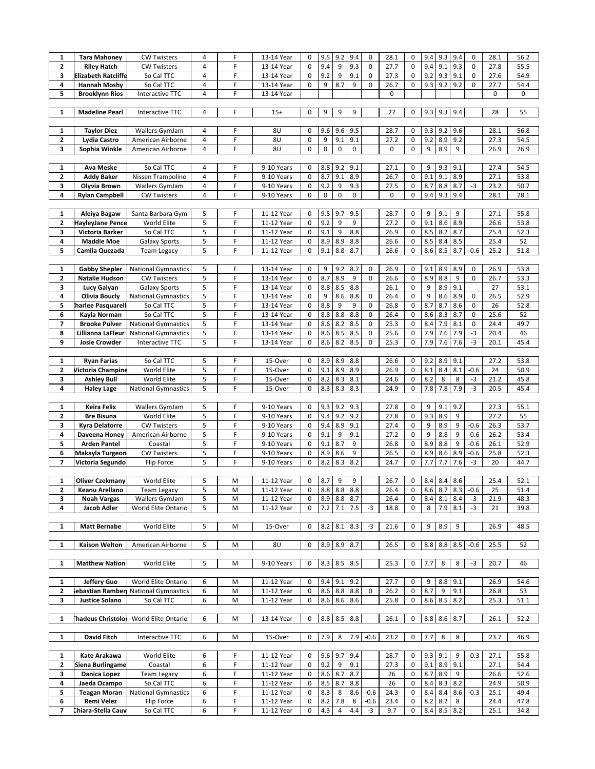| | | | | | | | | | | | | | | | | | | |
|---|---|---|---|---|---|---|---|---|---|---|---|---|---|---|---|---|---|---|
| 1 | Tara Mahoney | CW Twisters | 4 | F | 13-14 Year | 0 | 9.5 | 9.2 | 9.4 | 0 | 28.1 | 0 | 9.4 | 9.3 | 9.4 | 0 | 28.1 | 56.2 |
| 2 | Riley Hatch | CW Twisters | 4 | F | 13-14 Year | 0 | 9.4 | 9 | 9.3 | 0 | 27.7 | 0 | 9.4 | 9.1 | 9.3 | 0 | 27.8 | 55.5 |
| 3 | Elizabeth Ratcliffe | So Cal TTC | 4 | F | 13-14 Year | 0 | 9.2 | 9 | 9.1 | 0 | 27.3 | 0 | 9.2 | 9.3 | 9.1 | 0 | 27.6 | 54.9 |
| 4 | Hannah Moshy | So Cal TTC | 4 | F | 13-14 Year | 0 | 9 | 8.7 | 9 | 0 | 26.7 | 0 | 9.3 | 9.2 | 9.2 | 0 | 27.7 | 54.4 |
| 5 | Brooklynn Rios | Interactive TTC | 4 | F | 13-14 Year | | | | | | 0 | | | | | | 0 | 0 |
| | | | | | | | | | | | | | | | | | | |
| 1 | Madeline Pearl | Interactive TTC | 4 | F | 15+ | 0 | 9 | 9 | 9 | | 27 | 0 | 9.3 | 9.3 | 9.4 | | 28 | 55 |
| | | | | | | | | | | | | | | | | | | |
| 1 | Taylor Diez | Wallers GymJam | 4 | F | 8U | 0 | 9.6 | 9.6 | 9.5 | | 28.7 | 0 | 9.3 | 9.2 | 9.6 | | 28.1 | 56.8 |
| 2 | Lydia Castro | American Airborne | 4 | F | 8U | 0 | 9 | 9.1 | 9.1 | | 27.2 | 0 | 9.2 | 8.9 | 9.2 | | 27.3 | 54.5 |
| 3 | Sophia Winkle | American Airborne | 4 | F | 8U | 0 | 0 | 0 | 0 | | 0 | 0 | 9 | 8.9 | 9 | | 26.9 | 26.9 |
| | | | | | | | | | | | | | | | | | | |
| 1 | Ava Meske | So Cal TTC | 4 | F | 9-10 Years | 0 | 8.8 | 9.2 | 9.1 | | 27.1 | 0 | 9 | 9.3 | 9.1 | | 27.4 | 54.5 |
| 2 | Addy Baker | Nissen Trampoline | 4 | F | 9-10 Years | 0 | 8.7 | 9.1 | 8.9 | | 26.7 | 0 | 9.1 | 9.1 | 8.9 | | 27.1 | 53.8 |
| 3 | Olyvia Brown | Wallers GymJam | 4 | F | 9-10 Years | 0 | 9.2 | 9 | 9.3 | | 27.5 | 0 | 8.7 | 8.8 | 8.7 | -3 | 23.2 | 50.7 |
| 4 | Rylan Campbell | CW Twisters | 4 | F | 9-10 Years | 0 | 0 | 0 | 0 | | 0 | 0 | 9.4 | 9.3 | 9.4 | | 28.1 | 28.1 |
| | | | | | | | | | | | | | | | | | | |
| 1 | Aleiya Bagaw | Santa Barbara Gym | 5 | F | 11-12 Year | 0 | 9.5 | 9.7 | 9.5 | | 28.7 | 0 | 9 | 9.1 | 9 | | 27.1 | 55.8 |
| 2 | HayleyJane Pence | World Elite | 5 | F | 11-12 Year | 0 | 9.2 | 9 | 9 | | 27.2 | 0 | 9.1 | 8.6 | 8.9 | | 26.6 | 53.8 |
| 3 | Victoria Barker | So Cal TTC | 5 | F | 11-12 Year | 0 | 9.1 | 9 | 8.8 | | 26.9 | 0 | 8.5 | 8.2 | 8.7 | | 25.4 | 52.3 |
| 4 | Maddie Moe | Galaxy Sports | 5 | F | 11-12 Year | 0 | 8.9 | 8.9 | 8.8 | | 26.6 | 0 | 8.5 | 8.4 | 8.5 | | 25.4 | 52 |
| 5 | Camila Quezada | Team Legacy | 5 | F | 11-12 Year | 0 | 9.1 | 8.8 | 8.7 | | 26.6 | 0 | 8.6 | 8.5 | 8.7 | -0.6 | 25.2 | 51.8 |
| | | | | | | | | | | | | | | | | | | |
| 1 | Gabby Shepler | National Gymnastics | 5 | F | 13-14 Year | 0 | 9 | 9.2 | 8.7 | 0 | 26.9 | 0 | 9.1 | 8.9 | 8.9 | 0 | 26.9 | 53.8 |
| 2 | Natalie Hudson | CW Twisters | 5 | F | 13-14 Year | 0 | 8.7 | 8.9 | 9 | 0 | 26.6 | 0 | 8.9 | 8.8 | 9 | 0 | 26.7 | 53.3 |
| 3 | Lucy Galyan | Galaxy Sports | 5 | F | 13-14 Year | 0 | 8.8 | 8.5 | 8.8 | | 26.1 | 0 | 9 | 8.9 | 9.1 | | 27 | 53.1 |
| 4 | Olivia Boucly | National Gymnastics | 5 | F | 13-14 Year | 0 | 9 | 8.6 | 8.8 | 0 | 26.4 | 0 | 9 | 8.6 | 8.9 | 0 | 26.5 | 52.9 |
| 5 | harlee Pasquarell | So Cal TTC | 5 | F | 13-14 Year | 0 | 8.8 | 9 | 9 | 0 | 26.8 | 0 | 8.7 | 8.7 | 8.6 | 0 | 26 | 52.8 |
| 6 | Kayla Norman | So Cal TTC | 5 | F | 13-14 Year | 0 | 8.8 | 8.8 | 8.8 | 0 | 26.4 | 0 | 8.6 | 8.3 | 8.7 | 0 | 25.6 | 52 |
| 7 | Brooke Pulver | National Gymnastics | 5 | F | 13-14 Year | 0 | 8.6 | 8.2 | 8.5 | 0 | 25.3 | 0 | 8.4 | 7.9 | 8.1 | 0 | 24.4 | 49.7 |
| 8 | Lillianna LaFleur | National Gymnastics | 5 | F | 13-14 Year | 0 | 8.6 | 8.5 | 8.5 | 0 | 25.6 | 0 | 7.9 | 7.6 | 7.9 | -3 | 20.4 | 46 |
| 9 | Josie Crowder | Interactive TTC | 5 | F | 13-14 Year | 0 | 8.6 | 8.2 | 8.5 | 0 | 25.3 | 0 | 7.9 | 7.6 | 7.6 | -3 | 20.1 | 45.4 |
| | | | | | | | | | | | | | | | | | | |
| 1 | Ryan Farias | So Cal TTC | 5 | F | 15-Over | 0 | 8.9 | 8.9 | 8.8 | | 26.6 | 0 | 9.2 | 8.9 | 9.1 | | 27.2 | 53.8 |
| 2 | Victoria Champine | World Elite | 5 | F | 15-Over | 0 | 9.1 | 8.9 | 8.9 | | 26.9 | 0 | 8.1 | 8.4 | 8.1 | -0.6 | 24 | 50.9 |
| 3 | Ashley Bull | World Elite | 5 | F | 15-Over | 0 | 8.2 | 8.3 | 8.1 | | 24.6 | 0 | 8.2 | 8 | 8 | -3 | 21.2 | 45.8 |
| 4 | Haley Lage | National Gymnastics | 5 | F | 15-Over | 0 | 8.3 | 8.3 | 8.3 | | 24.9 | 0 | 7.8 | 7.8 | 7.9 | -3 | 20.5 | 45.4 |
| | | | | | | | | | | | | | | | | | | |
| 1 | Keira Felix | Wallers GymJam | 5 | F | 9-10 Years | 0 | 9.3 | 9.2 | 9.3 | | 27.8 | 0 | 9 | 9.1 | 9.2 | | 27.3 | 55.1 |
| 2 | Bre Bisuna | World Elite | 5 | F | 9-10 Years | 0 | 9.4 | 9.2 | 9.2 | | 27.8 | 0 | 9.3 | 8.9 | 9 | | 27.2 | 55 |
| 3 | Kyra Delatorre | CW Twisters | 5 | F | 9-10 Years | 0 | 9.4 | 8.9 | 9.1 | | 27.4 | 0 | 9 | 8.9 | 9 | -0.6 | 26.3 | 53.7 |
| 4 | Daveena Honey | American Airborne | 5 | F | 9-10 Years | 0 | 9.1 | 9 | 9.1 | | 27.2 | 0 | 9 | 8.8 | 9 | -0.6 | 26.2 | 53.4 |
| 5 | Arden Pantel | Coastal | 5 | F | 9-10 Years | 0 | 9.1 | 8.7 | 9 | | 26.8 | 0 | 8.9 | 8.8 | 9 | -0.6 | 26.1 | 52.9 |
| 6 | Makayla Turgeon | CW Twisters | 5 | F | 9-10 Years | 0 | 8.9 | 8.6 | 9 | | 26.5 | 0 | 8.9 | 8.6 | 8.9 | -0.6 | 25.8 | 52.3 |
| 7 | Victoria Segundo | Flip Force | 5 | F | 9-10 Years | 0 | 8.2 | 8.3 | 8.2 | | 24.7 | 0 | 7.7 | 7.7 | 7.6 | -3 | 20 | 44.7 |
| | | | | | | | | | | | | | | | | | | |
| 1 | Oliver Czekmany | World Elite | 5 | M | 11-12 Year | 0 | 8.7 | 9 | 9 | | 26.7 | 0 | 8.4 | 8.4 | 8.6 | | 25.4 | 52.1 |
| 2 | Keanu Arellano | Team Legacy | 5 | M | 11-12 Year | 0 | 8.8 | 8.8 | 8.8 | | 26.4 | 0 | 8.6 | 8.7 | 8.3 | -0.6 | 25 | 51.4 |
| 3 | Noah Vargas | Wallers GymJam | 5 | M | 11-12 Year | 0 | 8.9 | 8.8 | 8.7 | | 26.4 | 0 | 8.4 | 8.1 | 8.4 | -3 | 21.9 | 48.3 |
| 4 | Jacob Adler | World Elite Ontario | 5 | M | 11-12 Year | 0 | 7.2 | 7.1 | 7.5 | -3 | 18.8 | 0 | 8 | 7.9 | 8.1 | -3 | 21 | 39.8 |
| | | | | | | | | | | | | | | | | | | |
| 1 | Matt Bernabe | World Elite | 5 | M | 15-Over | 0 | 8.2 | 8.1 | 8.3 | -3 | 21.6 | 0 | 9 | 8.9 | 9 | | 26.9 | 48.5 |
| | | | | | | | | | | | | | | | | | | |
| 1 | Kaison Welton | American Airborne | 5 | M | 8U | 0 | 8.9 | 8.9 | 8.7 | | 26.5 | 0 | 8.8 | 8.8 | 8.5 | -0.6 | 25.5 | 52 |
| | | | | | | | | | | | | | | | | | | |
| 1 | Matthew Nation | World Elite | 5 | M | 9-10 Years | 0 | 8.3 | 8.5 | 8.5 | | 25.3 | 0 | 7.7 | 8 | 8 | -3 | 20.7 | 46 |
| | | | | | | | | | | | | | | | | | | |
| 1 | Jeffery Guo | World Elite Ontario | 6 | M | 11-12 Year | 0 | 9.4 | 9.1 | 9.2 | | 27.7 | 0 | 9 | 8.8 | 9.1 | | 26.9 | 54.6 |
| 2 | ebastian Ramber | National Gymnastics | 6 | M | 11-12 Year | 0 | 8.6 | 8.8 | 8.8 | 0 | 26.2 | 0 | 8.7 | 9 | 9.1 | | 26.8 | 53 |
| 3 | Justice Solano | So Cal TTC | 6 | M | 11-12 Year | 0 | 8.6 | 8.6 | 8.6 | | 25.8 | 0 | 8.6 | 8.5 | 8.2 | | 25.3 | 51.1 |
| | | | | | | | | | | | | | | | | | | |
| 1 | hadeus Christolo | World Elite Ontario | 6 | M | 13-14 Year | 0 | 8.8 | 8.5 | 8.8 | | 26.1 | 0 | 8.8 | 8.6 | 8.7 | | 26.1 | 52.2 |
| | | | | | | | | | | | | | | | | | | |
| 1 | David Fitch | Interactive TTC | 6 | M | 15-Over | 0 | 7.9 | 8 | 7.9 | -0.6 | 23.2 | 0 | 7.7 | 8 | 8 | | 23.7 | 46.9 |
| | | | | | | | | | | | | | | | | | | |
| 1 | Kate Arakawa | World Elite | 6 | F | 11-12 Year | 0 | 9.6 | 9.7 | 9.4 | | 28.7 | 0 | 9.3 | 9.1 | 9 | -0.3 | 27.1 | 55.8 |
| 2 | Siena Burlingame | Coastal | 6 | F | 11-12 Year | 0 | 9.2 | 9 | 9.1 | | 27.3 | 0 | 9.1 | 8.9 | 9.1 | | 27.1 | 54.4 |
| 3 | Danica Lopez | Team Legacy | 6 | F | 11-12 Year | 0 | 8.6 | 8.7 | 8.7 | | 26 | 0 | 8.7 | 8.9 | 9 | | 26.6 | 52.6 |
| 4 | Jaeda Ocampo | So Cal TTC | 6 | F | 11-12 Year | 0 | 8.5 | 8.7 | 8.8 | | 26 | 0 | 8.4 | 8.3 | 8.2 | | 24.9 | 50.9 |
| 5 | Teagan Moran | National Gymnastics | 6 | F | 11-12 Year | 0 | 8.3 | 8 | 8.6 | -0.6 | 24.3 | 0 | 8.4 | 8.4 | 8.6 | -0.3 | 25.1 | 49.4 |
| 6 | Remi Velez | Flip Force | 6 | F | 11-12 Year | 0 | 8.2 | 7.8 | 8 | -0.6 | 23.4 | 0 | 8.2 | 8.2 | 8 | | 24.4 | 47.8 |
| 7 | hiara-Stella Cauv | So Cal TTC | 6 | F | 11-12 Year | 0 | 4.3 | 4 | 4.4 | -3 | 9.7 | 0 | 8.4 | 8.5 | 8.2 | | 25.1 | 34.8 |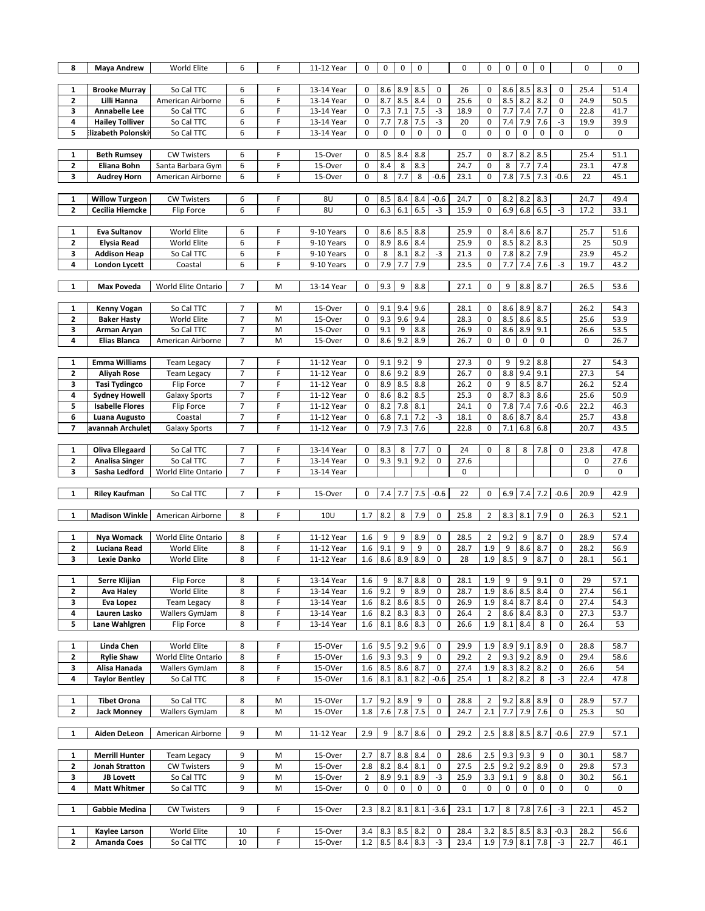| | | | | | | | | | | | | | | | | | | |
|---|---|---|---|---|---|---|---|---|---|---|---|---|---|---|---|---|---|---|
| 8 | Maya Andrew | World Elite | 6 | F | 11-12 Year | 0 | 0 | 0 | 0 | | 0 | 0 | 0 | 0 | 0 | | 0 | 0 |
| | | | | | | | | | | | | | | | | | | |
| 1 | Brooke Murray | So Cal TTC | 6 | F | 13-14 Year | 0 | 8.6 | 8.9 | 8.5 | 0 | 26 | 0 | 8.6 | 8.5 | 8.3 | 0 | 25.4 | 51.4 |
| 2 | Lilli Hanna | American Airborne | 6 | F | 13-14 Year | 0 | 8.7 | 8.5 | 8.4 | 0 | 25.6 | 0 | 8.5 | 8.2 | 8.2 | 0 | 24.9 | 50.5 |
| 3 | Annabelle Lee | So Cal TTC | 6 | F | 13-14 Year | 0 | 7.3 | 7.1 | 7.5 | -3 | 18.9 | 0 | 7.7 | 7.4 | 7.7 | 0 | 22.8 | 41.7 |
| 4 | Hailey Tolliver | So Cal TTC | 6 | F | 13-14 Year | 0 | 7.7 | 7.8 | 7.5 | -3 | 20 | 0 | 7.4 | 7.9 | 7.6 | -3 | 19.9 | 39.9 |
| 5 | Elizabeth Polonski | So Cal TTC | 6 | F | 13-14 Year | 0 | 0 | 0 | 0 | 0 | 0 | 0 | 0 | 0 | 0 | 0 | 0 | 0 |
| | | | | | | | | | | | | | | | | | | |
| 1 | Beth Rumsey | CW Twisters | 6 | F | 15-Over | 0 | 8.5 | 8.4 | 8.8 | | 25.7 | 0 | 8.7 | 8.2 | 8.5 | | 25.4 | 51.1 |
| 2 | Eliana Bohn | Santa Barbara Gym | 6 | F | 15-Over | 0 | 8.4 | 8 | 8.3 | | 24.7 | 0 | 8 | 7.7 | 7.4 | | 23.1 | 47.8 |
| 3 | Audrey Horn | American Airborne | 6 | F | 15-Over | 0 | 8 | 7.7 | 8 | -0.6 | 23.1 | 0 | 7.8 | 7.5 | 7.3 | -0.6 | 22 | 45.1 |
| | | | | | | | | | | | | | | | | | | |
| 1 | Willow Turgeon | CW Twisters | 6 | F | 8U | 0 | 8.5 | 8.4 | 8.4 | -0.6 | 24.7 | 0 | 8.2 | 8.2 | 8.3 | | 24.7 | 49.4 |
| 2 | Cecilia Hiemcke | Flip Force | 6 | F | 8U | 0 | 6.3 | 6.1 | 6.5 | -3 | 15.9 | 0 | 6.9 | 6.8 | 6.5 | -3 | 17.2 | 33.1 |
| | | | | | | | | | | | | | | | | | | |
| 1 | Eva Sultanov | World Elite | 6 | F | 9-10 Years | 0 | 8.6 | 8.5 | 8.8 | | 25.9 | 0 | 8.4 | 8.6 | 8.7 | | 25.7 | 51.6 |
| 2 | Elysia Read | World Elite | 6 | F | 9-10 Years | 0 | 8.9 | 8.6 | 8.4 | | 25.9 | 0 | 8.5 | 8.2 | 8.3 | | 25 | 50.9 |
| 3 | Addison Heap | So Cal TTC | 6 | F | 9-10 Years | 0 | 8 | 8.1 | 8.2 | -3 | 21.3 | 0 | 7.8 | 8.2 | 7.9 | | 23.9 | 45.2 |
| 4 | London Lycett | Coastal | 6 | F | 9-10 Years | 0 | 7.9 | 7.7 | 7.9 | | 23.5 | 0 | 7.7 | 7.4 | 7.6 | -3 | 19.7 | 43.2 |
| | | | | | | | | | | | | | | | | | | |
| 1 | Max Poveda | World Elite Ontario | 7 | M | 13-14 Year | 0 | 9.3 | 9 | 8.8 | | 27.1 | 0 | 9 | 8.8 | 8.7 | | 26.5 | 53.6 |
| | | | | | | | | | | | | | | | | | | |
| 1 | Kenny Vogan | So Cal TTC | 7 | M | 15-Over | 0 | 9.1 | 9.4 | 9.6 | | 28.1 | 0 | 8.6 | 8.9 | 8.7 | | 26.2 | 54.3 |
| 2 | Baker Hasty | World Elite | 7 | M | 15-Over | 0 | 9.3 | 9.6 | 9.4 | | 28.3 | 0 | 8.5 | 8.6 | 8.5 | | 25.6 | 53.9 |
| 3 | Arman Aryan | So Cal TTC | 7 | M | 15-Over | 0 | 9.1 | 9 | 8.8 | | 26.9 | 0 | 8.6 | 8.9 | 9.1 | | 26.6 | 53.5 |
| 4 | Elias Blanca | American Airborne | 7 | M | 15-Over | 0 | 8.6 | 9.2 | 8.9 | | 26.7 | 0 | 0 | 0 | 0 | | 0 | 26.7 |
| | | | | | | | | | | | | | | | | | | |
| 1 | Emma Williams | Team Legacy | 7 | F | 11-12 Year | 0 | 9.1 | 9.2 | 9 | | 27.3 | 0 | 9 | 9.2 | 8.8 | | 27 | 54.3 |
| 2 | Aliyah Rose | Team Legacy | 7 | F | 11-12 Year | 0 | 8.6 | 9.2 | 8.9 | | 26.7 | 0 | 8.8 | 9.4 | 9.1 | | 27.3 | 54 |
| 3 | Tasi Tydingco | Flip Force | 7 | F | 11-12 Year | 0 | 8.9 | 8.5 | 8.8 | | 26.2 | 0 | 9 | 8.5 | 8.7 | | 26.2 | 52.4 |
| 4 | Sydney Howell | Galaxy Sports | 7 | F | 11-12 Year | 0 | 8.6 | 8.2 | 8.5 | | 25.3 | 0 | 8.7 | 8.3 | 8.6 | | 25.6 | 50.9 |
| 5 | Isabelle Flores | Flip Force | 7 | F | 11-12 Year | 0 | 8.2 | 7.8 | 8.1 | | 24.1 | 0 | 7.8 | 7.4 | 7.6 | -0.6 | 22.2 | 46.3 |
| 6 | Luana Augusto | Coastal | 7 | F | 11-12 Year | 0 | 6.8 | 7.1 | 7.2 | -3 | 18.1 | 0 | 8.6 | 8.7 | 8.4 | | 25.7 | 43.8 |
| 7 | Savannah Archulet | Galaxy Sports | 7 | F | 11-12 Year | 0 | 7.9 | 7.3 | 7.6 | | 22.8 | 0 | 7.1 | 6.8 | 6.8 | | 20.7 | 43.5 |
| | | | | | | | | | | | | | | | | | | |
| 1 | Oliva Ellegaard | So Cal TTC | 7 | F | 13-14 Year | 0 | 8.3 | 8 | 7.7 | 0 | 24 | 0 | 8 | 8 | 7.8 | 0 | 23.8 | 47.8 |
| 2 | Analisa Singer | So Cal TTC | 7 | F | 13-14 Year | 0 | 9.3 | 9.1 | 9.2 | 0 | 27.6 | | | | | | 0 | 27.6 |
| 3 | Sasha Ledford | World Elite Ontario | 7 | F | 13-14 Year | | | | | | 0 | | | | | | 0 | 0 |
| | | | | | | | | | | | | | | | | | | |
| 1 | Riley Kaufman | So Cal TTC | 7 | F | 15-Over | 0 | 7.4 | 7.7 | 7.5 | -0.6 | 22 | 0 | 6.9 | 7.4 | 7.2 | -0.6 | 20.9 | 42.9 |
| | | | | | | | | | | | | | | | | | | |
| 1 | Madison Winkle | American Airborne | 8 | F | 10U | 1.7 | 8.2 | 8 | 7.9 | 0 | 25.8 | 2 | 8.3 | 8.1 | 7.9 | 0 | 26.3 | 52.1 |
| | | | | | | | | | | | | | | | | | | |
| 1 | Nya Womack | World Elite Ontario | 8 | F | 11-12 Year | 1.6 | 9 | 9 | 8.9 | 0 | 28.5 | 2 | 9.2 | 9 | 8.7 | 0 | 28.9 | 57.4 |
| 2 | Luciana Read | World Elite | 8 | F | 11-12 Year | 1.6 | 9.1 | 9 | 9 | 0 | 28.7 | 1.9 | 9 | 8.6 | 8.7 | 0 | 28.2 | 56.9 |
| 3 | Lexie Danko | World Elite | 8 | F | 11-12 Year | 1.6 | 8.6 | 8.9 | 8.9 | 0 | 28 | 1.9 | 8.5 | 9 | 8.7 | 0 | 28.1 | 56.1 |
| | | | | | | | | | | | | | | | | | | |
| 1 | Serre Klijian | Flip Force | 8 | F | 13-14 Year | 1.6 | 9 | 8.7 | 8.8 | 0 | 28.1 | 1.9 | 9 | 9 | 9.1 | 0 | 29 | 57.1 |
| 2 | Ava Haley | World Elite | 8 | F | 13-14 Year | 1.6 | 9.2 | 9 | 8.9 | 0 | 28.7 | 1.9 | 8.6 | 8.5 | 8.4 | 0 | 27.4 | 56.1 |
| 3 | Eva Lopez | Team Legacy | 8 | F | 13-14 Year | 1.6 | 8.2 | 8.6 | 8.5 | 0 | 26.9 | 1.9 | 8.4 | 8.7 | 8.4 | 0 | 27.4 | 54.3 |
| 4 | Lauren Lasko | Wallers GymJam | 8 | F | 13-14 Year | 1.6 | 8.2 | 8.3 | 8.3 | 0 | 26.4 | 2 | 8.6 | 8.4 | 8.3 | 0 | 27.3 | 53.7 |
| 5 | Lane Wahlgren | Flip Force | 8 | F | 13-14 Year | 1.6 | 8.1 | 8.6 | 8.3 | 0 | 26.6 | 1.9 | 8.1 | 8.4 | 8 | 0 | 26.4 | 53 |
| | | | | | | | | | | | | | | | | | | |
| 1 | Linda Chen | World Elite | 8 | F | 15-OVer | 1.6 | 9.5 | 9.2 | 9.6 | 0 | 29.9 | 1.9 | 8.9 | 9.1 | 8.9 | 0 | 28.8 | 58.7 |
| 2 | Rylie Shaw | World Elite Ontario | 8 | F | 15-OVer | 1.6 | 9.3 | 9.3 | 9 | 0 | 29.2 | 2 | 9.3 | 9.2 | 8.9 | 0 | 29.4 | 58.6 |
| 3 | Alisa Hanada | Wallers GymJam | 8 | F | 15-OVer | 1.6 | 8.5 | 8.6 | 8.7 | 0 | 27.4 | 1.9 | 8.3 | 8.2 | 8.2 | 0 | 26.6 | 54 |
| 4 | Taylor Bentley | So Cal TTC | 8 | F | 15-OVer | 1.6 | 8.1 | 8.1 | 8.2 | -0.6 | 25.4 | 1 | 8.2 | 8.2 | 8 | -3 | 22.4 | 47.8 |
| | | | | | | | | | | | | | | | | | | |
| 1 | Tibet Orona | So Cal TTC | 8 | M | 15-OVer | 1.7 | 9.2 | 8.9 | 9 | 0 | 28.8 | 2 | 9.2 | 8.8 | 8.9 | 0 | 28.9 | 57.7 |
| 2 | Jack Monney | Wallers GymJam | 8 | M | 15-OVer | 1.8 | 7.6 | 7.8 | 7.5 | 0 | 24.7 | 2.1 | 7.7 | 7.9 | 7.6 | 0 | 25.3 | 50 |
| | | | | | | | | | | | | | | | | | | |
| 1 | Aiden DeLeon | American Airborne | 9 | M | 11-12 Year | 2.9 | 9 | 8.7 | 8.6 | 0 | 29.2 | 2.5 | 8.8 | 8.5 | 8.7 | -0.6 | 27.9 | 57.1 |
| | | | | | | | | | | | | | | | | | | |
| 1 | Merrill Hunter | Team Legacy | 9 | M | 15-Over | 2.7 | 8.7 | 8.8 | 8.4 | 0 | 28.6 | 2.5 | 9.3 | 9.3 | 9 | 0 | 30.1 | 58.7 |
| 2 | Jonah Stratton | CW Twisters | 9 | M | 15-Over | 2.8 | 8.2 | 8.4 | 8.1 | 0 | 27.5 | 2.5 | 9.2 | 9.2 | 8.9 | 0 | 29.8 | 57.3 |
| 3 | JB Lovett | So Cal TTC | 9 | M | 15-Over | 2 | 8.9 | 9.1 | 8.9 | -3 | 25.9 | 3.3 | 9.1 | 9 | 8.8 | 0 | 30.2 | 56.1 |
| 4 | Matt Whitmer | So Cal TTC | 9 | M | 15-Over | 0 | 0 | 0 | 0 | 0 | 0 | 0 | 0 | 0 | 0 | 0 | 0 | 0 |
| | | | | | | | | | | | | | | | | | | |
| 1 | Gabbie Medina | CW Twisters | 9 | F | 15-Over | 2.3 | 8.2 | 8.1 | 8.1 | -3.6 | 23.1 | 1.7 | 8 | 7.8 | 7.6 | -3 | 22.1 | 45.2 |
| | | | | | | | | | | | | | | | | | | |
| 1 | Kaylee Larson | World Elite | 10 | F | 15-Over | 3.4 | 8.3 | 8.5 | 8.2 | 0 | 28.4 | 3.2 | 8.5 | 8.5 | 8.3 | -0.3 | 28.2 | 56.6 |
| 2 | Amanda Coes | So Cal TTC | 10 | F | 15-Over | 1.2 | 8.5 | 8.4 | 8.3 | -3 | 23.4 | 1.9 | 7.9 | 8.1 | 7.8 | -3 | 22.7 | 46.1 |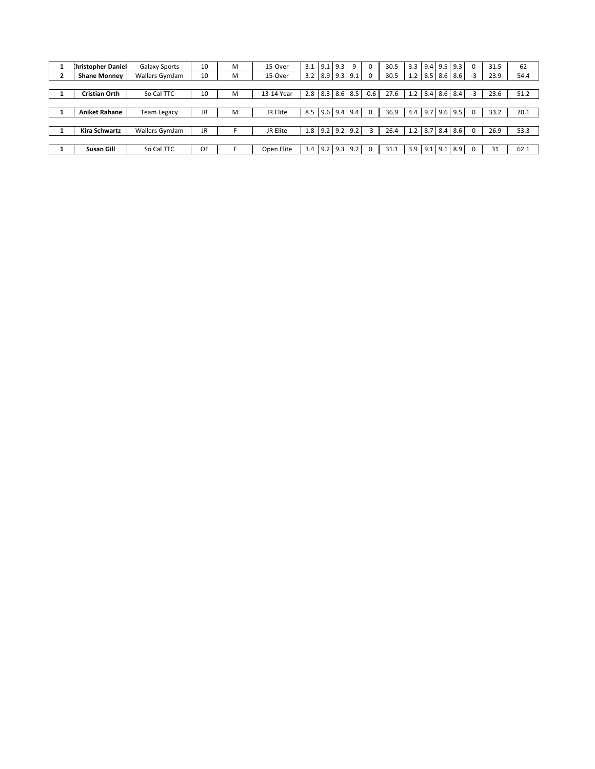| | | | | | | | | | | | | | | | | | | | | |
|---|---|---|---|---|---|---|---|---|---|---|---|---|---|---|---|---|---|---|---|---|
| 1 | **Christopher Daniel** | Galaxy Sports | 10 | M | 15-Over | 3.1 | 9.1 | 9.3 | 9 | 0 | 30.5 | 3.3 | 9.4 | 9.5 | 9.3 | 0 | 31.5 | 62 |
| 2 | **Shane Monney** | Wallers GymJam | 10 | M | 15-Over | 3.2 | 8.9 | 9.3 | 9.1 | 0 | 30.5 | 1.2 | 8.5 | 8.6 | 8.6 | -3 | 23.9 | 54.4 |
| | | | | | | | | | | | | | | | | | | |
| 1 | **Cristian Orth** | So Cal TTC | 10 | M | 13-14 Year | 2.8 | 8.3 | 8.6 | 8.5 | -0.6 | 27.6 | 1.2 | 8.4 | 8.6 | 8.4 | -3 | 23.6 | 51.2 |
| | | | | | | | | | | | | | | | | | | |
| 1 | **Aniket Rahane** | Team Legacy | JR | M | JR Elite | 8.5 | 9.6 | 9.4 | 9.4 | 0 | 36.9 | 4.4 | 9.7 | 9.6 | 9.5 | 0 | 33.2 | 70.1 |
| | | | | | | | | | | | | | | | | | | |
| 1 | **Kira Schwartz** | Wallers GymJam | JR | F | JR Elite | 1.8 | 9.2 | 9.2 | 9.2 | -3 | 26.4 | 1.2 | 8.7 | 8.4 | 8.6 | 0 | 26.9 | 53.3 |
| | | | | | | | | | | | | | | | | | | |
| 1 | **Susan Gill** | So Cal TTC | OE | F | Open Elite | 3.4 | 9.2 | 9.3 | 9.2 | 0 | 31.1 | 3.9 | 9.1 | 9.1 | 8.9 | 0 | 31 | 62.1 |